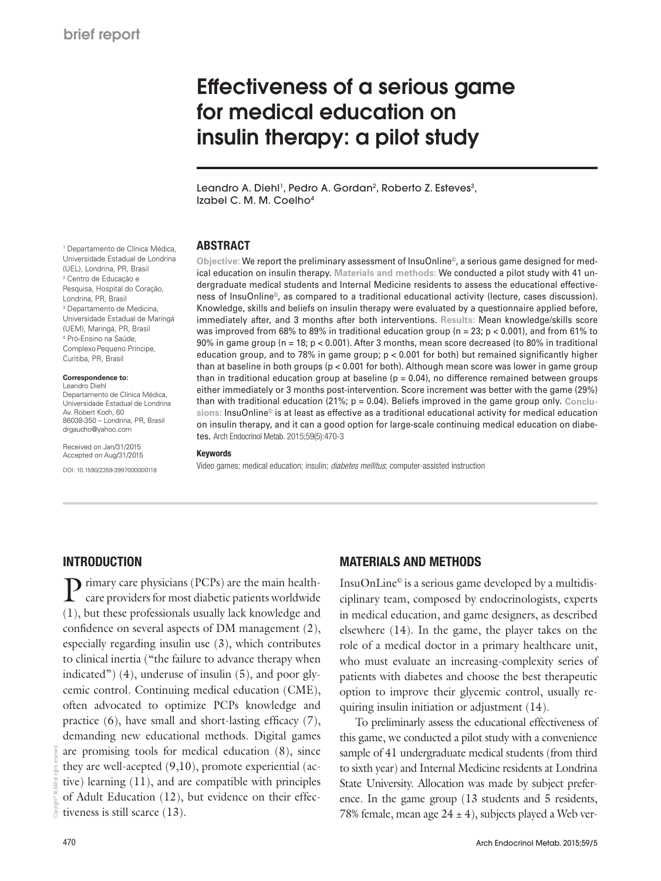brief report

# Effectiveness of a serious game for medical education on insulin therapy: a pilot study

Leandro A. Diehl[1], Pedro A. Gordan[2], Roberto Z. Esteves[3], Izabel C. M. M. Coelho[4]

[1] Departamento de Clínica Médica, Universidade Estadual de Londrina (UEL), Londrina, PR, Brasil
[2] Centro de Educação e Pesquisa, Hospital do Coração, Londrina, PR, Brasil
[3] Departamento de Medicina, Universidade Estadual de Maringá (UEM), Maringá, PR, Brasil
[4] Pró-Ensino na Saúde, Complexo Pequeno Príncipe, Curitiba, PR, Brasil

**Correspondence to:**
Leandro Diehl
Departamento de Clínica Médica, Universidade Estadual de Londrina
Av. Robert Koch, 60
86038-350 – Londrina, PR, Brasil
drgaucho@yahoo.com

Received on Jan/31/2015
Accepted on Aug/31/2015

DOI: 10.1590/2359-3997000000118

## ABSTRACT

**Objective:** We report the preliminary assessment of InsuOnline©, a serious game designed for medical education on insulin therapy. **Materials and methods:** We conducted a pilot study with 41 undergraduate medical students and Internal Medicine residents to assess the educational effectiveness of InsuOnline©, as compared to a traditional educational activity (lecture, cases discussion). Knowledge, skills and beliefs on insulin therapy were evaluated by a questionnaire applied before, immediately after, and 3 months after both interventions. **Results:** Mean knowledge/skills score was improved from 68% to 89% in traditional education group (n = 23; $p < 0.001$), and from 61% to 90% in game group (n = 18; $p < 0.001$). After 3 months, mean score decreased (to 80% in traditional education group, and to 78% in game group; $p < 0.001$ for both) but remained significantly higher than at baseline in both groups ($p < 0.001$ for both). Although mean score was lower in game group than in traditional education group at baseline ($p = 0.04$), no difference remained between groups either immediately or 3 months post-intervention. Score increment was better with the game (29%) than with traditional education (21%; $p = 0.04$). Beliefs improved in the game group only. **Conclusions:** InsuOnline© is at least as effective as a traditional educational activity for medical education on insulin therapy, and it can a good option for large-scale continuing medical education on diabetes. Arch Endocrinol Metab. 2015;59(5):470-3

**Keywords**

Video games; medical education; insulin; *diabetes mellitus*; computer-assisted instruction

## INTRODUCTION

Primary care physicians (PCPs) are the main healthcare providers for most diabetic patients worldwide (1), but these professionals usually lack knowledge and confidence on several aspects of DM management (2), especially regarding insulin use (3), which contributes to clinical inertia ("the failure to advance therapy when indicated") (4), underuse of insulin (5), and poor glycemic control. Continuing medical education (CME), often advocated to optimize PCPs knowledge and practice (6), have small and short-lasting efficacy (7), demanding new educational methods. Digital games are promising tools for medical education (8), since they are well-accepted (9,10), promote experiential (active) learning (11), and are compatible with principles of Adult Education (12), but evidence on their effectiveness is still scarce (13).

## MATERIALS AND METHODS

InsuOnLine© is a serious game developed by a multidisciplinary team, composed by endocrinologists, experts in medical education, and game designers, as described elsewhere (14). In the game, the player takes on the role of a medical doctor in a primary healthcare unit, who must evaluate an increasing-complexity series of patients with diabetes and choose the best therapeutic option to improve their glycemic control, usually requiring insulin initiation or adjustment (14).

To preliminarily assess the educational effectiveness of this game, we conducted a pilot study with a convenience sample of 41 undergraduate medical students (from third to sixth year) and Internal Medicine residents at Londrina State University. Allocation was made by subject preference. In the game group (13 students and 5 residents, 78% female, mean age 24 ± 4), subjects played a Web ver-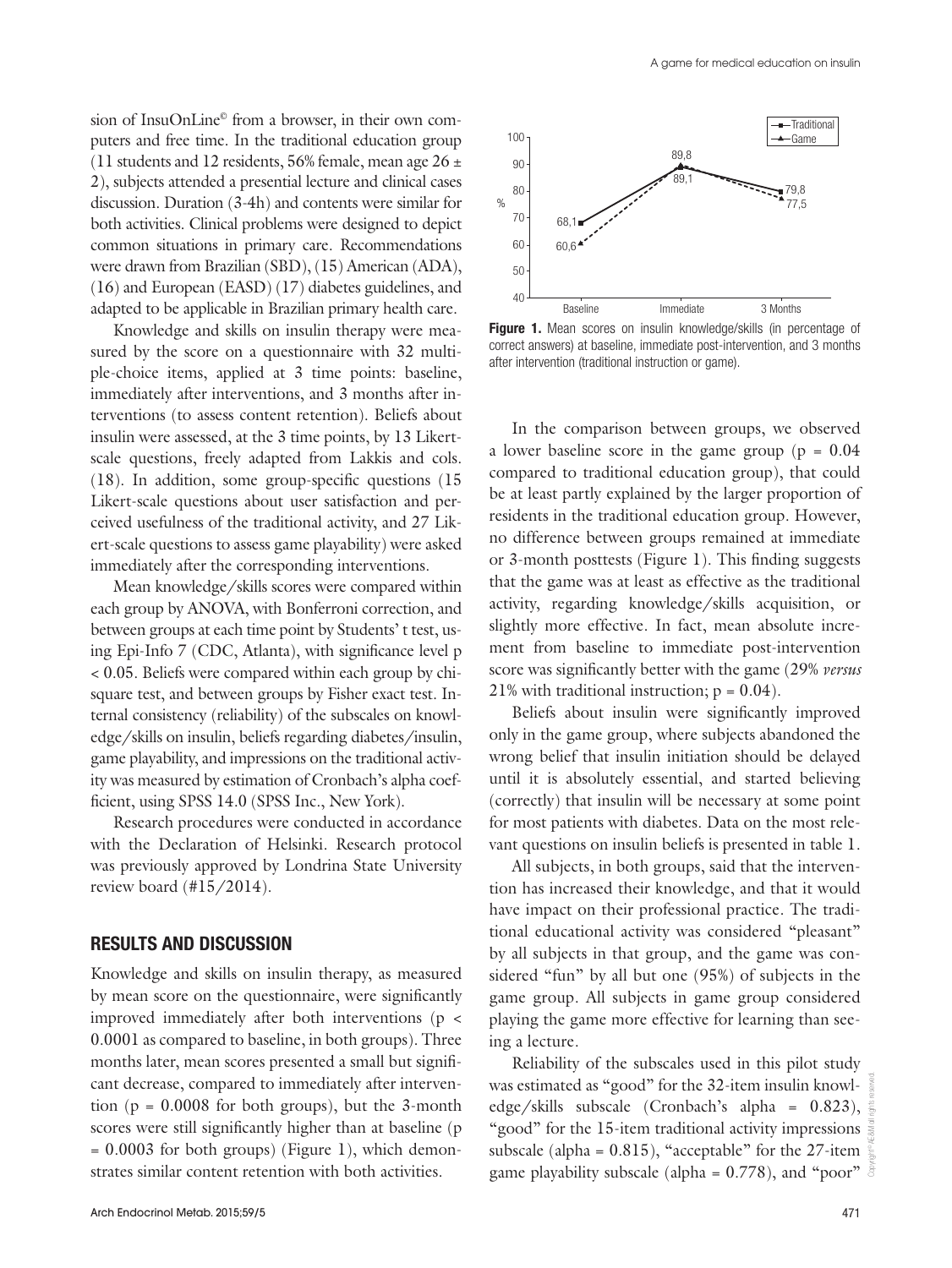sion of InsuOnLine© from a browser, in their own computers and free time. In the traditional education group (11 students and 12 residents, 56% female, mean age 26 ± 2), subjects attended a presential lecture and clinical cases discussion. Duration (3-4h) and contents were similar for both activities. Clinical problems were designed to depict common situations in primary care. Recommendations were drawn from Brazilian (SBD), (15) American (ADA), (16) and European (EASD) (17) diabetes guidelines, and adapted to be applicable in Brazilian primary health care.

Knowledge and skills on insulin therapy were measured by the score on a questionnaire with 32 multiple-choice items, applied at 3 time points: baseline, immediately after interventions, and 3 months after interventions (to assess content retention). Beliefs about insulin were assessed, at the 3 time points, by 13 Likert-scale questions, freely adapted from Lakkis and cols. (18). In addition, some group-specific questions (15 Likert-scale questions about user satisfaction and perceived usefulness of the traditional activity, and 27 Likert-scale questions to assess game playability) were asked immediately after the corresponding interventions.

Mean knowledge/skills scores were compared within each group by ANOVA, with Bonferroni correction, and between groups at each time point by Students' t test, using Epi-Info 7 (CDC, Atlanta), with significance level $p < 0.05$. Beliefs were compared within each group by chi-square test, and between groups by Fisher exact test. Internal consistency (reliability) of the subscales on knowledge/skills on insulin, beliefs regarding diabetes/insulin, game playability, and impressions on the traditional activity was measured by estimation of Cronbach's alpha coefficient, using SPSS 14.0 (SPSS Inc., New York).

Research procedures were conducted in accordance with the Declaration of Helsinki. Research protocol was previously approved by Londrina State University review board (#15/2014).

## RESULTS AND DISCUSSION

Knowledge and skills on insulin therapy, as measured by mean score on the questionnaire, were significantly improved immediately after both interventions ($p < 0.0001$ as compared to baseline, in both groups). Three months later, mean scores presented a small but significant decrease, compared to immediately after intervention ($p = 0.0008$ for both groups), but the 3-month scores were still significantly higher than at baseline ($p = 0.0003$ for both groups) (Figure 1), which demonstrates similar content retention with both activities.

**Figure 1.** Mean scores on insulin knowledge/skills (in percentage of correct answers) at baseline, immediate post-intervention, and 3 months after intervention (traditional instruction or game).

In the comparison between groups, we observed a lower baseline score in the game group ($p = 0.04$ compared to traditional education group), that could be at least partly explained by the larger proportion of residents in the traditional education group. However, no difference between groups remained at immediate or 3-month posttests (Figure 1). This finding suggests that the game was at least as effective as the traditional activity, regarding knowledge/skills acquisition, or slightly more effective. In fact, mean absolute increment from baseline to immediate post-intervention score was significantly better with the game (29% *versus* 21% with traditional instruction; $p = 0.04$).

Beliefs about insulin were significantly improved only in the game group, where subjects abandoned the wrong belief that insulin initiation should be delayed until it is absolutely essential, and started believing (correctly) that insulin will be necessary at some point for most patients with diabetes. Data on the most relevant questions on insulin beliefs is presented in table 1.

All subjects, in both groups, said that the intervention has increased their knowledge, and that it would have impact on their professional practice. The traditional educational activity was considered "pleasant" by all subjects in that group, and the game was considered "fun" by all but one (95%) of subjects in the game group. All subjects in game group considered playing the game more effective for learning than seeing a lecture.

Reliability of the subscales used in this pilot study was estimated as "good" for the 32-item insulin knowledge/skills subscale (Cronbach's alpha = 0.823), "good" for the 15-item traditional activity impressions subscale (alpha = 0.815), "acceptable" for the 27-item game playability subscale (alpha = 0.778), and "poor"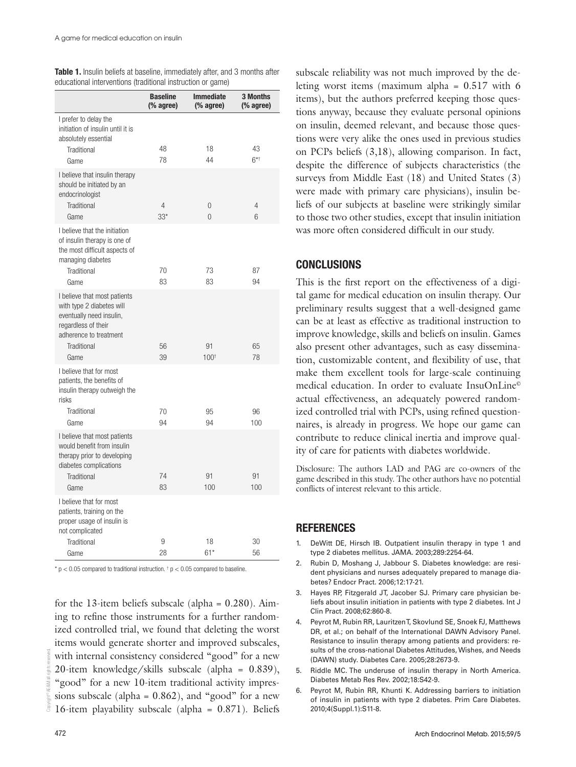**Table 1.** Insulin beliefs at baseline, immediately after, and 3 months after educational interventions (traditional instruction or game)

| | Baseline (% agree) | Immediate (% agree) | 3 Months (% agree) |
|---|---|---|---|
| I prefer to delay the initiation of insulin until it is absolutely essential | | | |
| Traditional | 48 | 18 | 43 |
| Game | 78 | 44 | 6*† |
| I believe that insulin therapy should be initiated by an endocrinologist | | | |
| Traditional | 4 | 0 | 4 |
| Game | 33* | 0 | 6 |
| I believe that the initiation of insulin therapy is one of the most difficult aspects of managing diabetes | | | |
| Traditional | 70 | 73 | 87 |
| Game | 83 | 83 | 94 |
| I believe that most patients with type 2 diabetes will eventually need insulin, regardless of their adherence to treatment | | | |
| Traditional | 56 | 91 | 65 |
| Game | 39 | 100† | 78 |
| I believe that for most patients, the benefits of insulin therapy outweigh the risks | | | |
| Traditional | 70 | 95 | 96 |
| Game | 94 | 94 | 100 |
| I believe that most patients would benefit from insulin therapy prior to developing diabetes complications | | | |
| Traditional | 74 | 91 | 91 |
| Game | 83 | 100 | 100 |
| I believe that for most patients, training on the proper usage of insulin is not complicated | | | |
| Traditional | 9 | 18 | 30 |
| Game | 28 | 61* | 56 |

* $p < 0.05$ compared to traditional instruction. † $p < 0.05$ compared to baseline.

for the 13-item beliefs subscale (alpha = 0.280). Aiming to refine those instruments for a further randomized controlled trial, we found that deleting the worst items would generate shorter and improved subscales, with internal consistency considered "good" for a new 20-item knowledge/skills subscale (alpha = 0.839), "good" for a new 10-item traditional activity impressions subscale (alpha = 0.862), and "good" for a new 16-item playability subscale (alpha = 0.871). Beliefs subscale reliability was not much improved by the deleting worst items (maximum alpha = 0.517 with 6 items), but the authors preferred keeping those questions anyway, because they evaluate personal opinions on insulin, deemed relevant, and because those questions were very alike the ones used in previous studies on PCPs beliefs (3,18), allowing comparison. In fact, despite the difference of subjects characteristics (the surveys from Middle East (18) and United States (3) were made with primary care physicians), insulin beliefs of our subjects at baseline were strikingly similar to those two other studies, except that insulin initiation was more often considered difficult in our study.

## CONCLUSIONS

This is the first report on the effectiveness of a digital game for medical education on insulin therapy. Our preliminary results suggest that a well-designed game can be at least as effective as traditional instruction to improve knowledge, skills and beliefs on insulin. Games also present other advantages, such as easy dissemination, customizable content, and flexibility of use, that make them excellent tools for large-scale continuing medical education. In order to evaluate InsuOnLine© actual effectiveness, an adequately powered randomized controlled trial with PCPs, using refined questionnaires, is already in progress. We hope our game can contribute to reduce clinical inertia and improve quality of care for patients with diabetes worldwide.

Disclosure: The authors LAD and PAG are co-owners of the game described in this study. The other authors have no potential conflicts of interest relevant to this article.

## REFERENCES

1. DeWitt DE, Hirsch IB. Outpatient insulin therapy in type 1 and type 2 diabetes mellitus. JAMA. 2003;289:2254-64.
2. Rubin D, Moshang J, Jabbour S. Diabetes knowledge: are resident physicians and nurses adequately prepared to manage diabetes? Endocr Pract. 2006;12:17-21.
3. Hayes RP, Fitzgerald JT, Jacober SJ. Primary care physician beliefs about insulin initiation in patients with type 2 diabetes. Int J Clin Pract. 2008;62:860-8.
4. Peyrot M, Rubin RR, Lauritzen T, Skovlund SE, Snoek FJ, Matthews DR, et al.; on behalf of the International DAWN Advisory Panel. Resistance to insulin therapy among patients and providers: results of the cross-national Diabetes Attitudes, Wishes, and Needs (DAWN) study. Diabetes Care. 2005;28:2673-9.
5. Riddle MC. The underuse of insulin therapy in North America. Diabetes Metab Res Rev. 2002;18:S42-9.
6. Peyrot M, Rubin RR, Khunti K. Addressing barriers to initiation of insulin in patients with type 2 diabetes. Prim Care Diabetes. 2010;4(Suppl.1):S11-8.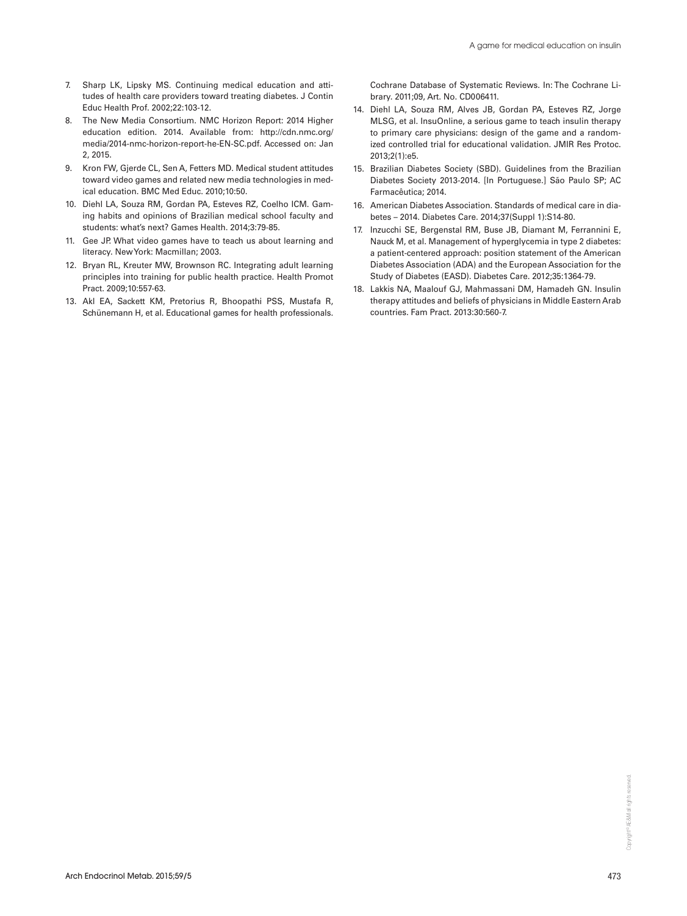7. Sharp LK, Lipsky MS. Continuing medical education and attitudes of health care providers toward treating diabetes. J Contin Educ Health Prof. 2002;22:103-12.
8. The New Media Consortium. NMC Horizon Report: 2014 Higher education edition. 2014. Available from: http://cdn.nmc.org/media/2014-nmc-horizon-report-he-EN-SC.pdf. Accessed on: Jan 2, 2015.
9. Kron FW, Gjerde CL, Sen A, Fetters MD. Medical student attitudes toward video games and related new media technologies in medical education. BMC Med Educ. 2010;10:50.
10. Diehl LA, Souza RM, Gordan PA, Esteves RZ, Coelho ICM. Gaming habits and opinions of Brazilian medical school faculty and students: what's next? Games Health. 2014;3:79-85.
11. Gee JP. What video games have to teach us about learning and literacy. New York: Macmillan; 2003.
12. Bryan RL, Kreuter MW, Brownson RC. Integrating adult learning principles into training for public health practice. Health Promot Pract. 2009;10:557-63.
13. Akl EA, Sackett KM, Pretorius R, Bhoopathi PSS, Mustafa R, Schünemann H, et al. Educational games for health professionals. Cochrane Database of Systematic Reviews. In: The Cochrane Library. 2011;09, Art. No. CD006411.
14. Diehl LA, Souza RM, Alves JB, Gordan PA, Esteves RZ, Jorge MLSG, et al. InsuOnline, a serious game to teach insulin therapy to primary care physicians: design of the game and a randomized controlled trial for educational validation. JMIR Res Protoc. 2013;2(1):e5.
15. Brazilian Diabetes Society (SBD). Guidelines from the Brazilian Diabetes Society 2013-2014. [In Portuguese.] São Paulo SP; AC Farmacêutica; 2014.
16. American Diabetes Association. Standards of medical care in diabetes – 2014. Diabetes Care. 2014;37(Suppl 1):S14-80.
17. Inzucchi SE, Bergenstal RM, Buse JB, Diamant M, Ferrannini E, Nauck M, et al. Management of hyperglycemia in type 2 diabetes: a patient-centered approach: position statement of the American Diabetes Association (ADA) and the European Association for the Study of Diabetes (EASD). Diabetes Care. 2012;35:1364-79.
18. Lakkis NA, Maalouf GJ, Mahmassani DM, Hamadeh GN. Insulin therapy attitudes and beliefs of physicians in Middle Eastern Arab countries. Fam Pract. 2013:30:560-7.